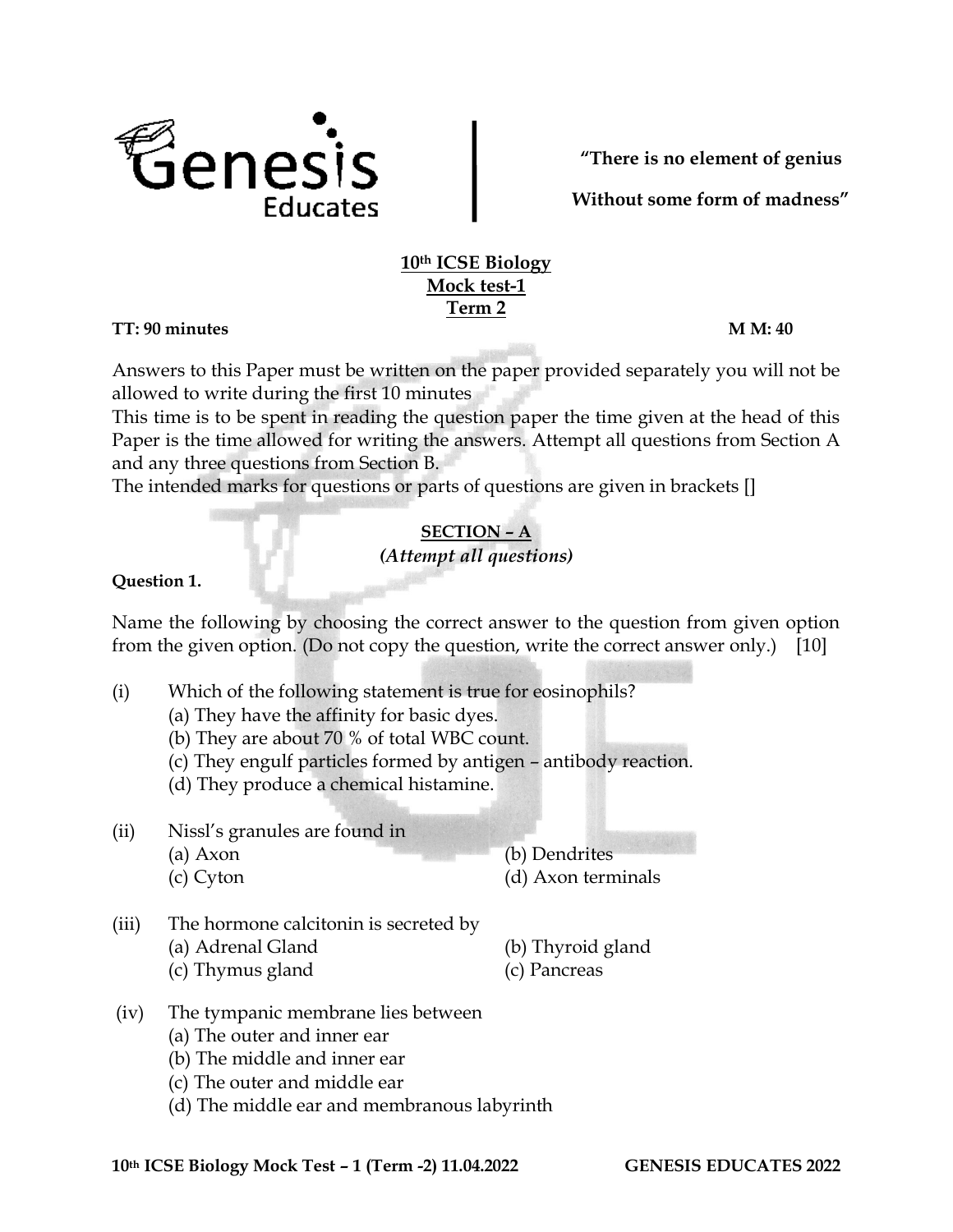Genesis Educates

**"There is no element of genius**

**Without some form of madness"**

**10th ICSE Biology**
**Mock test-1**
**Term 2**

**TT: 90 minutes** **M M: 40**

Answers to this Paper must be written on the paper provided separately you will not be allowed to write during the first 10 minutes

This time is to be spent in reading the question paper the time given at the head of this Paper is the time allowed for writing the answers. Attempt all questions from Section A and any three questions from Section B.

The intended marks for questions or parts of questions are given in brackets []

## SECTION – A

*(Attempt all questions)*

**Question 1.**

Name the following by choosing the correct answer to the question from given option from the given option. (Do not copy the question, write the correct answer only.) [10]

(i) Which of the following statement is true for eosinophils?
(a) They have the affinity for basic dyes.
(b) They are about 70 % of total WBC count.
(c) They engulf particles formed by antigen – antibody reaction.
(d) They produce a chemical histamine.

(ii) Nissl's granules are found in
(a) Axon (b) Dendrites
(c) Cyton (d) Axon terminals

(iii) The hormone calcitonin is secreted by
(a) Adrenal Gland (b) Thyroid gland
(c) Thymus gland (c) Pancreas

(iv) The tympanic membrane lies between
(a) The outer and inner ear
(b) The middle and inner ear
(c) The outer and middle ear
(d) The middle ear and membranous labyrinth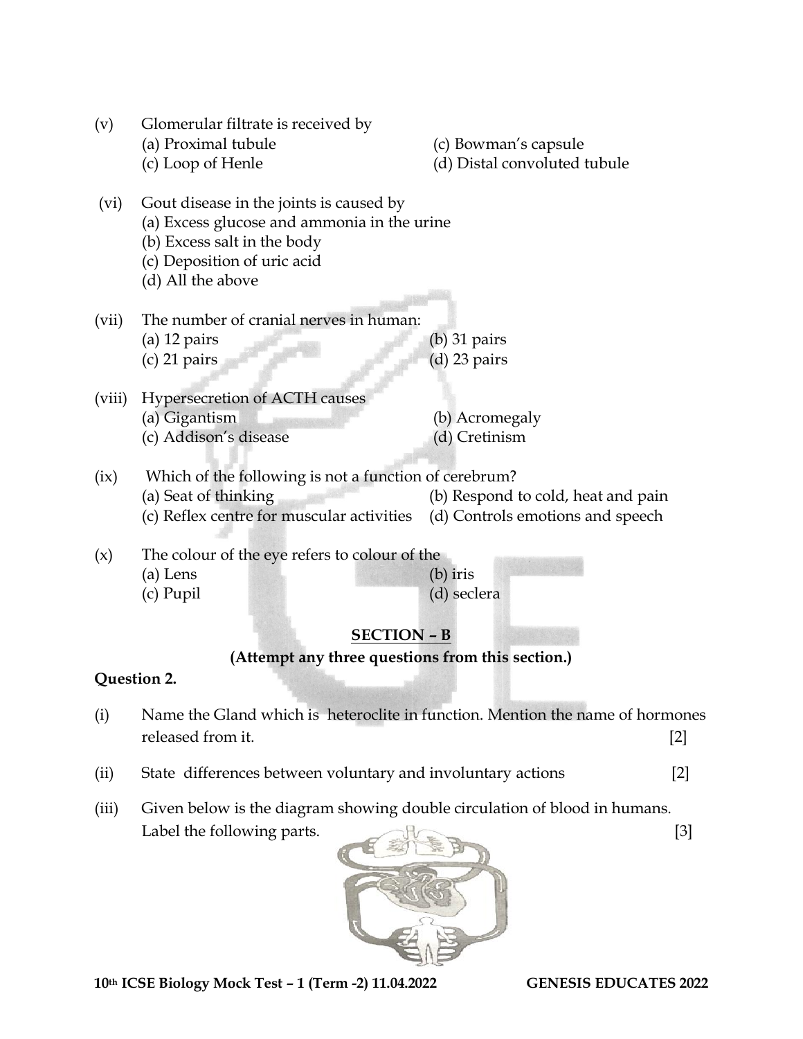(v) Glomerular filtrate is received by
   (a) Proximal tubule
   (c) Bowman's capsule
   (c) Loop of Henle
   (d) Distal convoluted tubule

(vi) Gout disease in the joints is caused by
   (a) Excess glucose and ammonia in the urine
   (b) Excess salt in the body
   (c) Deposition of uric acid
   (d) All the above

(vii) The number of cranial nerves in human:
   (a) 12 pairs
   (b) 31 pairs
   (c) 21 pairs
   (d) 23 pairs

(viii) Hypersecretion of ACTH causes
   (a) Gigantism
   (b) Acromegaly
   (c) Addison's disease
   (d) Cretinism

(ix) Which of the following is not a function of cerebrum?
   (a) Seat of thinking
   (b) Respond to cold, heat and pain
   (c) Reflex centre for muscular activities
   (d) Controls emotions and speech

(x) The colour of the eye refers to colour of the
   (a) Lens
   (b) iris
   (c) Pupil
   (d) seclera

## SECTION – B

**(Attempt any three questions from this section.)**

**Question 2.**

(i) Name the Gland which is heteroclite in function. Mention the name of hormones released from it. [2]

(ii) State differences between voluntary and involuntary actions [2]

(iii) Given below is the diagram showing double circulation of blood in humans. Label the following parts. [3]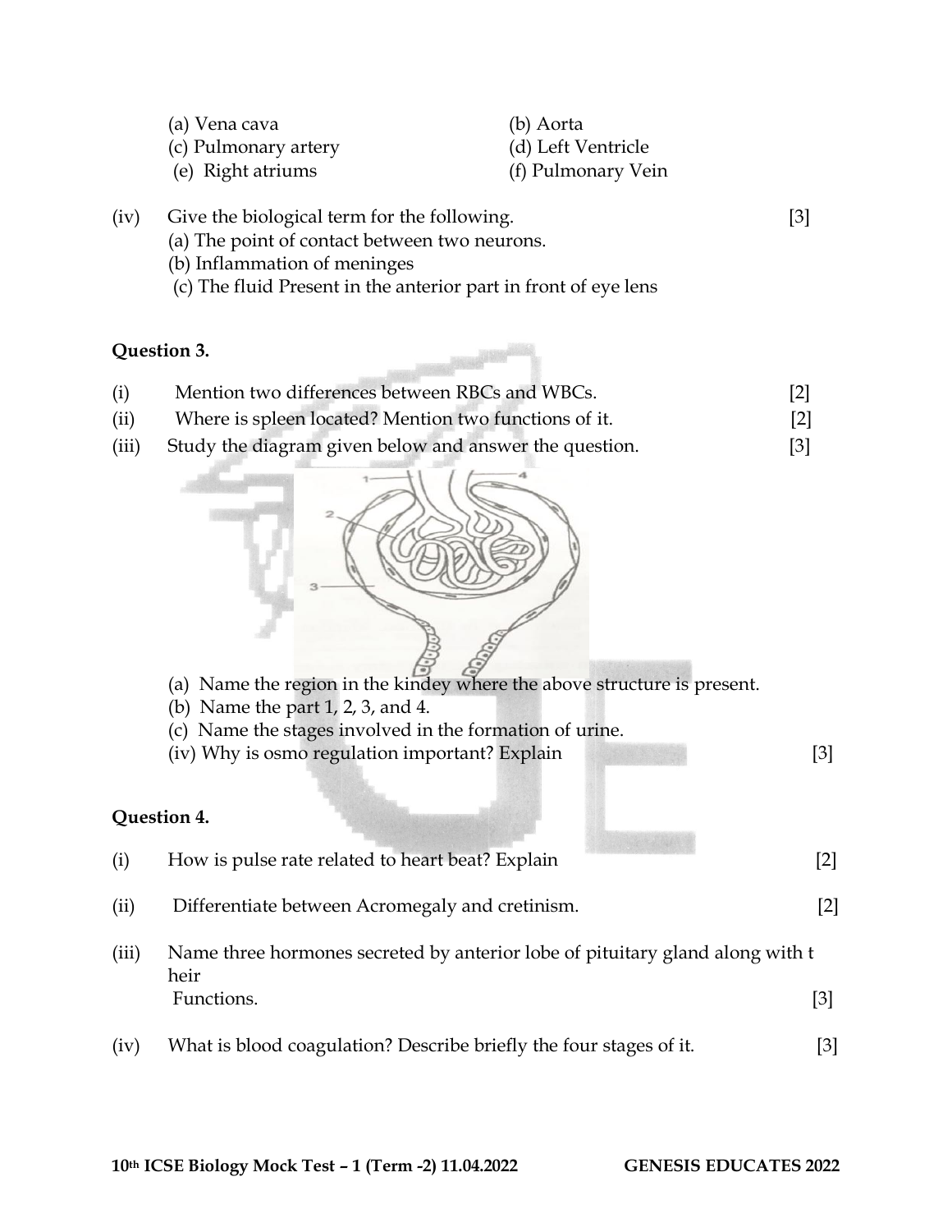(a) Vena cava
(b) Aorta
(c) Pulmonary artery
(d) Left Ventricle
(e) Right atriums
(f) Pulmonary Vein

(iv) Give the biological term for the following. [3]
 (a) The point of contact between two neurons.
 (b) Inflammation of meninges
 (c) The fluid Present in the anterior part in front of eye lens

**Question 3.**

(i) Mention two differences between RBCs and WBCs. [2]

(ii) Where is spleen located? Mention two functions of it. [2]

(iii) Study the diagram given below and answer the question. [3]

 (a) Name the region in the kindey where the above structure is present.
 (b) Name the part 1, 2, 3, and 4.
 (c) Name the stages involved in the formation of urine.

 (iv) Why is osmo regulation important? Explain [3]

**Question 4.**

(i) How is pulse rate related to heart beat? Explain [2]

(ii) Differentiate between Acromegaly and cretinism. [2]

(iii) Name three hormones secreted by anterior lobe of pituitary gland along with t heir Functions. [3]

(iv) What is blood coagulation? Describe briefly the four stages of it. [3]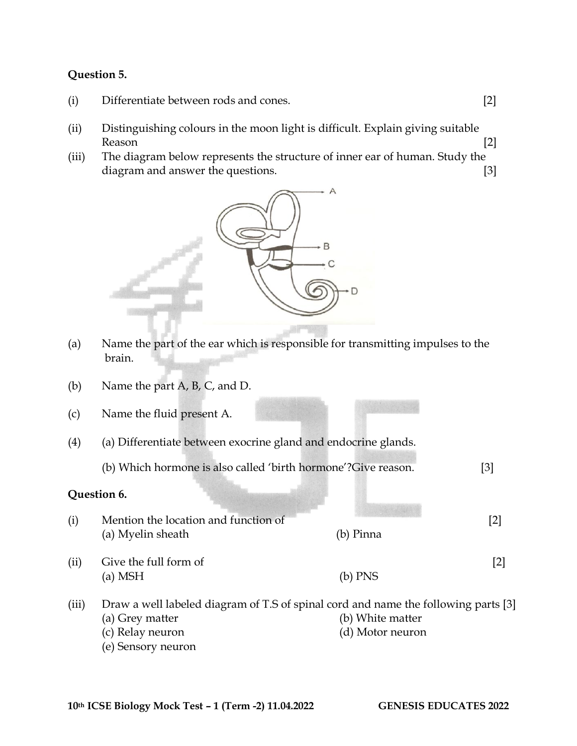**Question 5.**

(i) Differentiate between rods and cones. [2]

(ii) Distinguishing colours in the moon light is difficult. Explain giving suitable Reason [2]

(iii) The diagram below represents the structure of inner ear of human. Study the diagram and answer the questions. [3]

(a) Name the part of the ear which is responsible for transmitting impulses to the brain.

(b) Name the part A, B, C, and D.

(c) Name the fluid present A.

(4) (a) Differentiate between exocrine gland and endocrine glands.

(b) Which hormone is also called 'birth hormone'?Give reason. [3]

**Question 6.**

(i) Mention the location and function of [2]
(a) Myelin sheath (b) Pinna

(ii) Give the full form of [2]
(a) MSH (b) PNS

(iii) Draw a well labeled diagram of T.S of spinal cord and name the following parts [3]
(a) Grey matter (b) White matter
(c) Relay neuron (d) Motor neuron
(e) Sensory neuron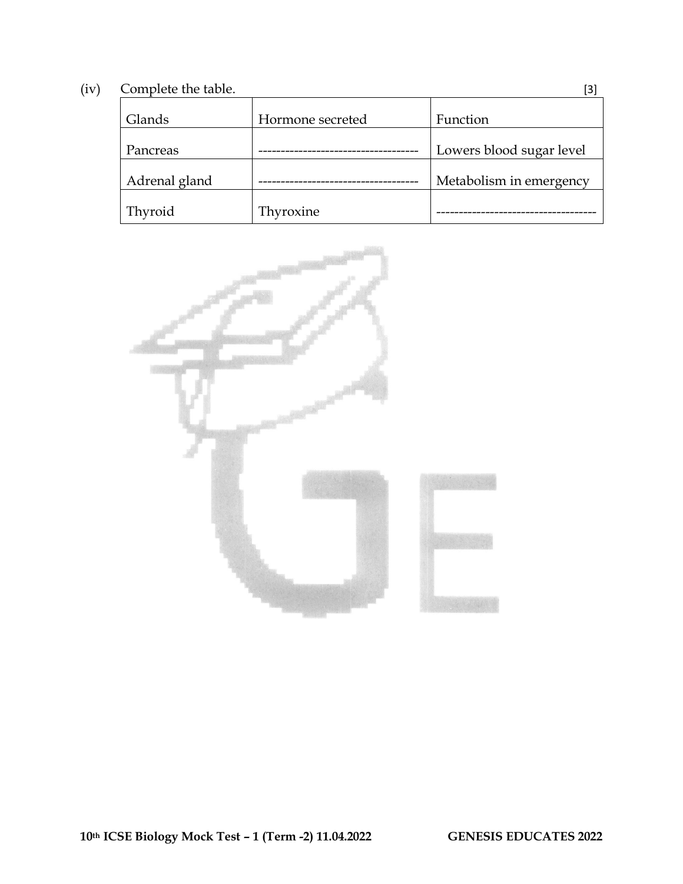(iv) Complete the table. [3]

| Glands | Hormone secreted | Function |
|---|---|---|
| Pancreas | ------------------------------------ | Lowers blood sugar level |
| Adrenal gland | ------------------------------------ | Metabolism in emergency |
| Thyroid | Thyroxine | ------------------------------------ |